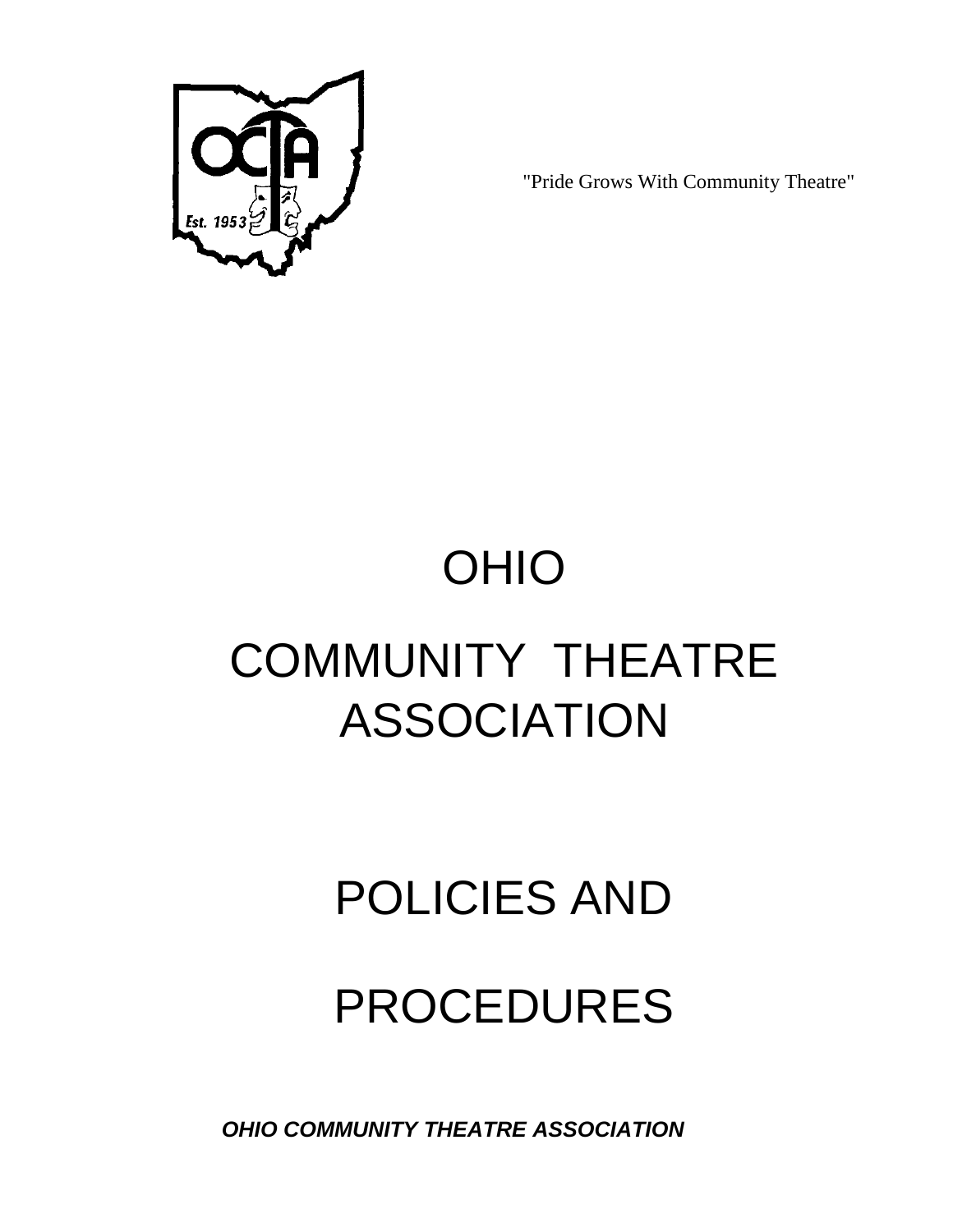"Pride Grows With Community Theatre"

# OHIO

# COMMUNITY THEATRE ASSOCIATION

# POLICIES AND

# PROCEDURES

***OHIO COMMUNITY THEATRE ASSOCIATION***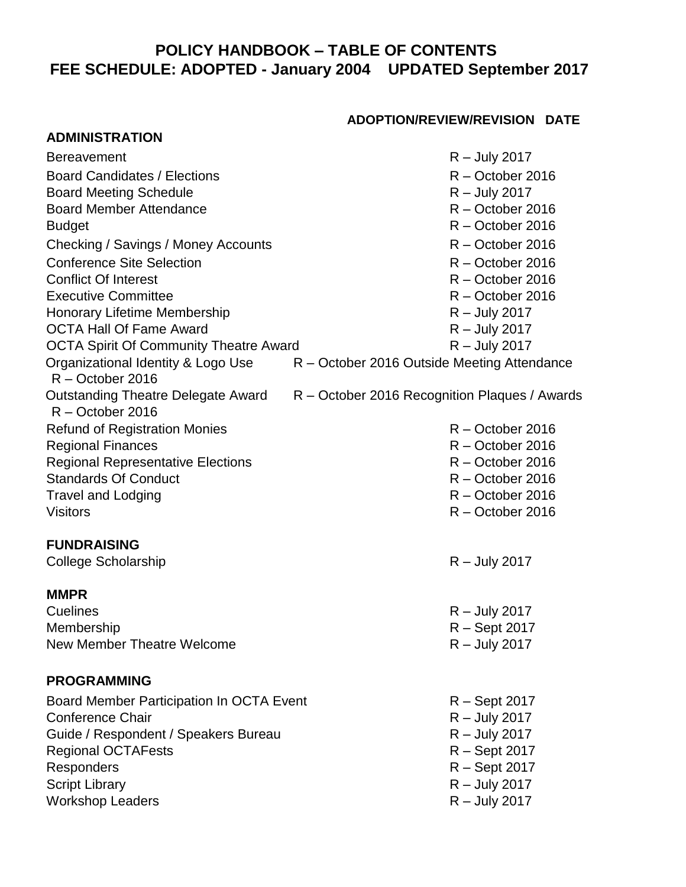# POLICY HANDBOOK – TABLE OF CONTENTS
## FEE SCHEDULE: ADOPTED - January 2004    UPDATED September 2017

| | ADOPTION/REVIEW/REVISION DATE |
|---|---|
| **ADMINISTRATION** | |
| Bereavement | R – July 2017 |
| Board Candidates / Elections | R – October 2016 |
| Board Meeting Schedule | R – July 2017 |
| Board Member Attendance | R – October 2016 |
| Budget | R – October 2016 |
| Checking / Savings / Money Accounts | R – October 2016 |
| Conference Site Selection | R – October 2016 |
| Conflict Of Interest | R – October 2016 |
| Executive Committee | R – October 2016 |
| Honorary Lifetime Membership | R – July 2017 |
| OCTA Hall Of Fame Award | R – July 2017 |
| OCTA Spirit Of Community Theatre Award | R – July 2017 |
| Organizational Identity & Logo Use | R – October 2016 |
| Outside Meeting Attendance | R – October 2016 |
| Outstanding Theatre Delegate Award | R – October 2016 |
| Recognition Plaques / Awards | R – October 2016 |
| Refund of Registration Monies | R – October 2016 |
| Regional Finances | R – October 2016 |
| Regional Representative Elections | R – October 2016 |
| Standards Of Conduct | R – October 2016 |
| Travel and Lodging | R – October 2016 |
| Visitors | R – October 2016 |
| **FUNDRAISING** | |
| College Scholarship | R – July 2017 |
| **MMPR** | |
| Cuelines | R – July 2017 |
| Membership | R – Sept 2017 |
| New Member Theatre Welcome | R – July 2017 |
| **PROGRAMMING** | |
| Board Member Participation In OCTA Event | R – Sept 2017 |
| Conference Chair | R – July 2017 |
| Guide / Respondent / Speakers Bureau | R – July 2017 |
| Regional OCTAFests | R – Sept 2017 |
| Responders | R – Sept 2017 |
| Script Library | R – July 2017 |
| Workshop Leaders | R – July 2017 |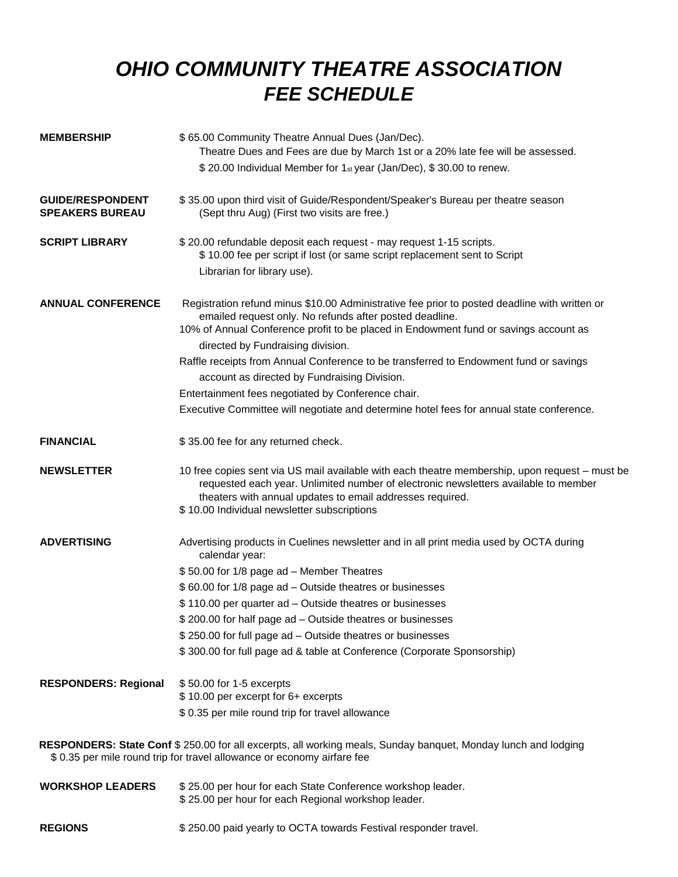# *OHIO COMMUNITY THEATRE ASSOCIATION*
# *FEE SCHEDULE*

**MEMBERSHIP**

$ 65.00 Community Theatre Annual Dues (Jan/Dec).
Theatre Dues and Fees are due by March 1st or a 20% late fee will be assessed.
$ 20.00 Individual Member for 1st year (Jan/Dec), $ 30.00 to renew.

**GUIDE/RESPONDENT SPEAKERS BUREAU**

$ 35.00 upon third visit of Guide/Respondent/Speaker's Bureau per theatre season (Sept thru Aug) (First two visits are free.)

**SCRIPT LIBRARY**

$ 20.00 refundable deposit each request - may request 1-15 scripts.
$ 10.00 fee per script if lost (or same script replacement sent to Script Librarian for library use).

**ANNUAL CONFERENCE**

Registration refund minus $10.00 Administrative fee prior to posted deadline with written or emailed request only. No refunds after posted deadline.
10% of Annual Conference profit to be placed in Endowment fund or savings account as directed by Fundraising division.
Raffle receipts from Annual Conference to be transferred to Endowment fund or savings account as directed by Fundraising Division.
Entertainment fees negotiated by Conference chair.
Executive Committee will negotiate and determine hotel fees for annual state conference.

**FINANCIAL**

$ 35.00 fee for any returned check.

**NEWSLETTER**

10 free copies sent via US mail available with each theatre membership, upon request – must be requested each year. Unlimited number of electronic newsletters available to member theaters with annual updates to email addresses required.
$ 10.00 Individual newsletter subscriptions

**ADVERTISING**

Advertising products in Cuelines newsletter and in all print media used by OCTA during calendar year:
$ 50.00 for 1/8 page ad – Member Theatres
$ 60.00 for 1/8 page ad – Outside theatres or businesses
$ 110.00 per quarter ad – Outside theatres or businesses
$ 200.00 for half page ad – Outside theatres or businesses
$ 250.00 for full page ad – Outside theatres or businesses
$ 300.00 for full page ad & table at Conference (Corporate Sponsorship)

**RESPONDERS: Regional**

$ 50.00 for 1-5 excerpts
$ 10.00 per excerpt for 6+ excerpts
$ 0.35 per mile round trip for travel allowance

**RESPONDERS: State Conf** $ 250.00 for all excerpts, all working meals, Sunday banquet, Monday lunch and lodging
$ 0.35 per mile round trip for travel allowance or economy airfare fee

**WORKSHOP LEADERS**

$ 25.00 per hour for each State Conference workshop leader.
$ 25.00 per hour for each Regional workshop leader.

**REGIONS**

$ 250.00 paid yearly to OCTA towards Festival responder travel.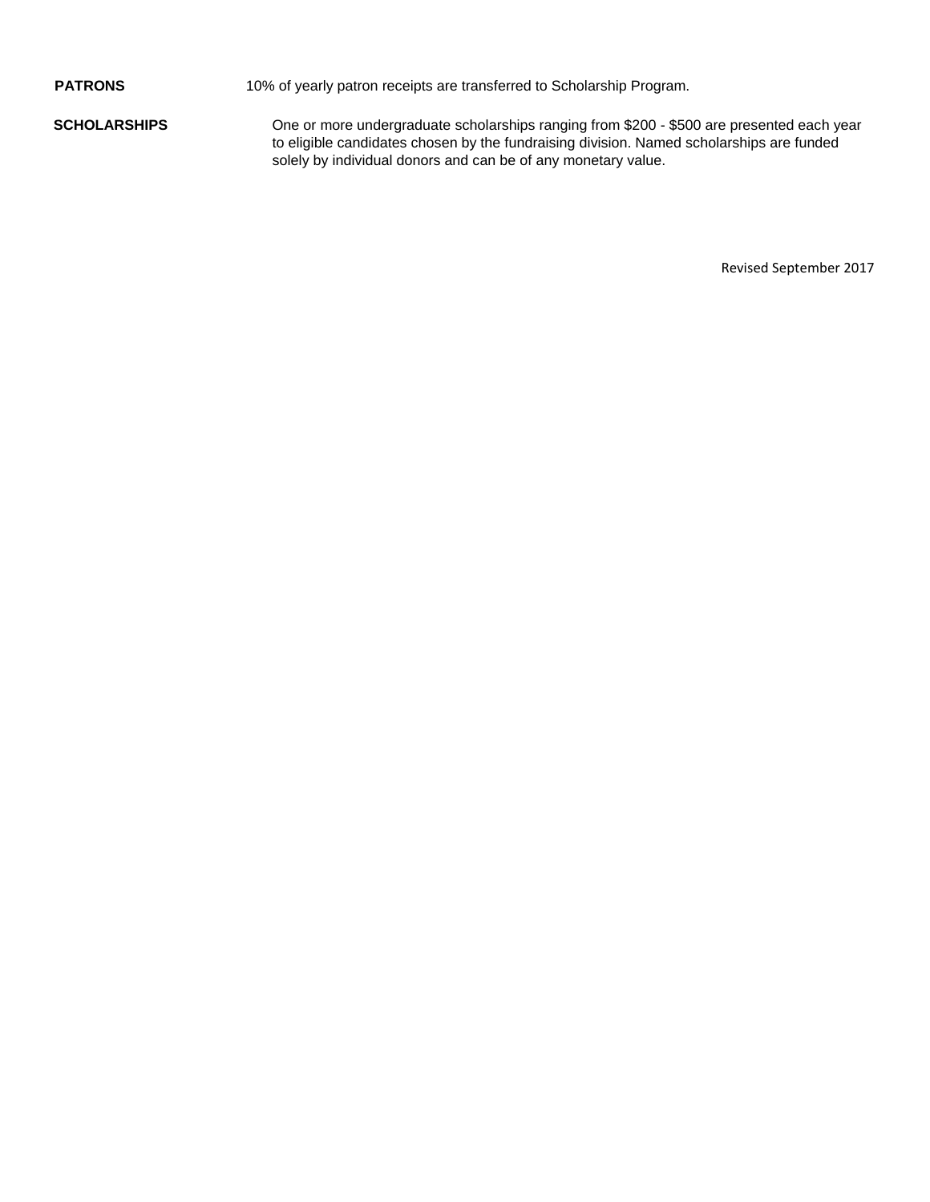**PATRONS**

10% of yearly patron receipts are transferred to Scholarship Program.

**SCHOLARSHIPS**

One or more undergraduate scholarships ranging from $200 - $500 are presented each year to eligible candidates chosen by the fundraising division. Named scholarships are funded solely by individual donors and can be of any monetary value.

Revised September 2017